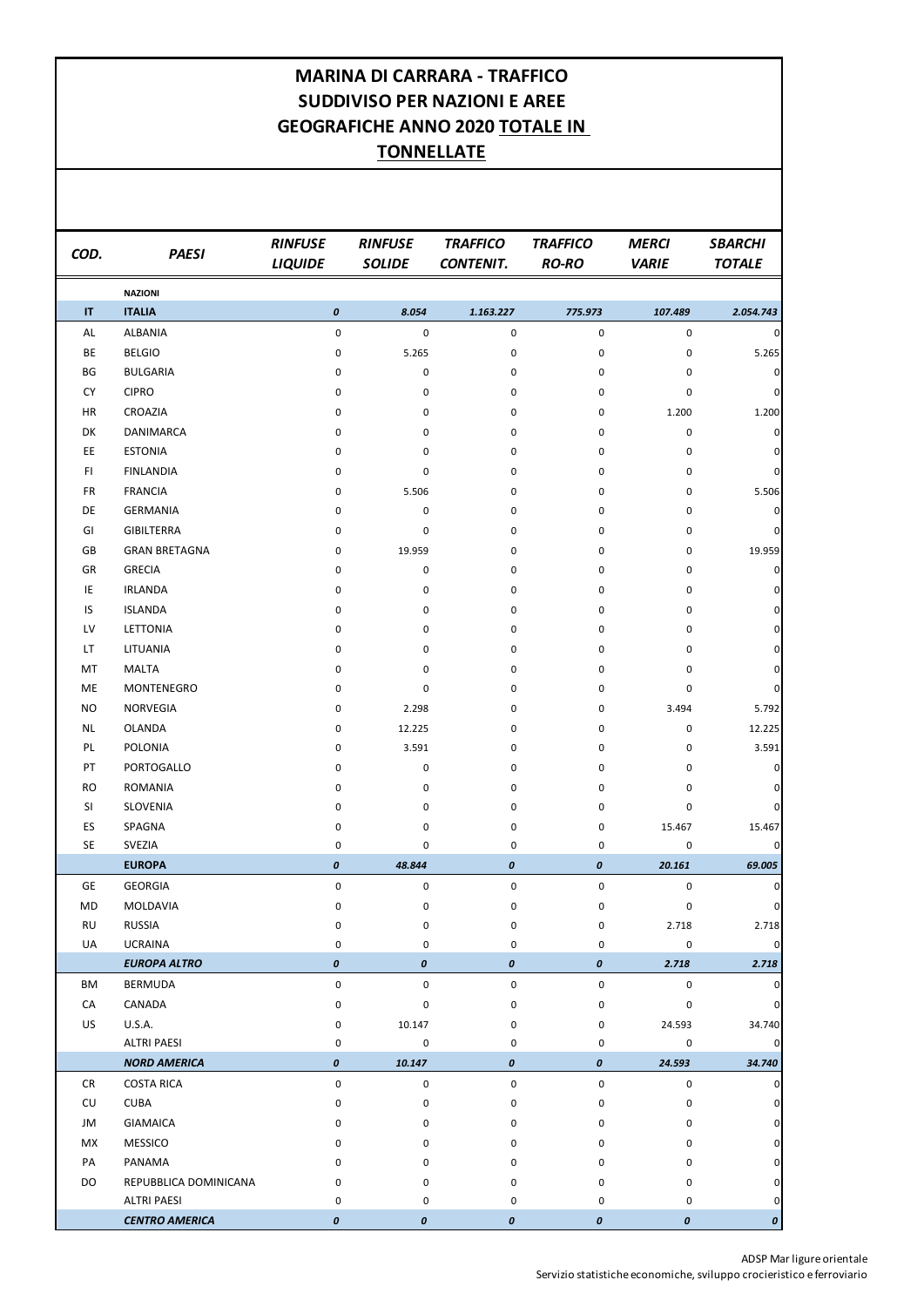# MARINA DI CARRARA - TRAFFICO SUDDIVISO PER NAZIONI E AREE GEOGRAFICHE ANNO 2020 TOTALE IN TONNELLATE

| COD. | PAESI | RINFUSE LIQUIDE | RINFUSE SOLIDE | TRAFFICO CONTENIT. | TRAFFICO RO-RO | MERCI VARIE | SBARCHI TOTALE |
|---|---|---|---|---|---|---|---|
| | **NAZIONI** | | | | | | |
| **IT** | **ITALIA** | ***0*** | ***8.054*** | ***1.163.227*** | ***775.973*** | ***107.489*** | ***2.054.743*** |
| AL | ALBANIA | 0 | 0 | 0 | 0 | 0 | 0 |
| BE | BELGIO | 0 | 5.265 | 0 | 0 | 0 | 5.265 |
| BG | BULGARIA | 0 | 0 | 0 | 0 | 0 | 0 |
| CY | CIPRO | 0 | 0 | 0 | 0 | 0 | 0 |
| HR | CROAZIA | 0 | 0 | 0 | 0 | 1.200 | 1.200 |
| DK | DANIMARCA | 0 | 0 | 0 | 0 | 0 | 0 |
| EE | ESTONIA | 0 | 0 | 0 | 0 | 0 | 0 |
| FI | FINLANDIA | 0 | 0 | 0 | 0 | 0 | 0 |
| FR | FRANCIA | 0 | 5.506 | 0 | 0 | 0 | 5.506 |
| DE | GERMANIA | 0 | 0 | 0 | 0 | 0 | 0 |
| GI | GIBILTERRA | 0 | 0 | 0 | 0 | 0 | 0 |
| GB | GRAN BRETAGNA | 0 | 19.959 | 0 | 0 | 0 | 19.959 |
| GR | GRECIA | 0 | 0 | 0 | 0 | 0 | 0 |
| IE | IRLANDA | 0 | 0 | 0 | 0 | 0 | 0 |
| IS | ISLANDA | 0 | 0 | 0 | 0 | 0 | 0 |
| LV | LETTONIA | 0 | 0 | 0 | 0 | 0 | 0 |
| LT | LITUANIA | 0 | 0 | 0 | 0 | 0 | 0 |
| MT | MALTA | 0 | 0 | 0 | 0 | 0 | 0 |
| ME | MONTENEGRO | 0 | 0 | 0 | 0 | 0 | 0 |
| NO | NORVEGIA | 0 | 2.298 | 0 | 0 | 3.494 | 5.792 |
| NL | OLANDA | 0 | 12.225 | 0 | 0 | 0 | 12.225 |
| PL | POLONIA | 0 | 3.591 | 0 | 0 | 0 | 3.591 |
| PT | PORTOGALLO | 0 | 0 | 0 | 0 | 0 | 0 |
| RO | ROMANIA | 0 | 0 | 0 | 0 | 0 | 0 |
| SI | SLOVENIA | 0 | 0 | 0 | 0 | 0 | 0 |
| ES | SPAGNA | 0 | 0 | 0 | 0 | 15.467 | 15.467 |
| SE | SVEZIA | 0 | 0 | 0 | 0 | 0 | 0 |
| | **EUROPA** | ***0*** | ***48.844*** | ***0*** | ***0*** | ***20.161*** | ***69.005*** |
| GE | GEORGIA | 0 | 0 | 0 | 0 | 0 | 0 |
| MD | MOLDAVIA | 0 | 0 | 0 | 0 | 0 | 0 |
| RU | RUSSIA | 0 | 0 | 0 | 0 | 2.718 | 2.718 |
| UA | UCRAINA | 0 | 0 | 0 | 0 | 0 | 0 |
| | ***EUROPA ALTRO*** | ***0*** | ***0*** | ***0*** | ***0*** | ***2.718*** | ***2.718*** |
| BM | BERMUDA | 0 | 0 | 0 | 0 | 0 | 0 |
| CA | CANADA | 0 | 0 | 0 | 0 | 0 | 0 |
| US | U.S.A. | 0 | 10.147 | 0 | 0 | 24.593 | 34.740 |
| | ALTRI PAESI | 0 | 0 | 0 | 0 | 0 | 0 |
| | ***NORD AMERICA*** | ***0*** | ***10.147*** | ***0*** | ***0*** | ***24.593*** | ***34.740*** |
| CR | COSTA RICA | 0 | 0 | 0 | 0 | 0 | 0 |
| CU | CUBA | 0 | 0 | 0 | 0 | 0 | 0 |
| JM | GIAMAICA | 0 | 0 | 0 | 0 | 0 | 0 |
| MX | MESSICO | 0 | 0 | 0 | 0 | 0 | 0 |
| PA | PANAMA | 0 | 0 | 0 | 0 | 0 | 0 |
| DO | REPUBBLICA DOMINICANA | 0 | 0 | 0 | 0 | 0 | 0 |
| | ALTRI PAESI | 0 | 0 | 0 | 0 | 0 | 0 |
| | ***CENTRO AMERICA*** | ***0*** | ***0*** | ***0*** | ***0*** | ***0*** | ***0*** |

ADSP Mar ligure orientale
Servizio statistiche economiche, sviluppo crocieristico e ferroviario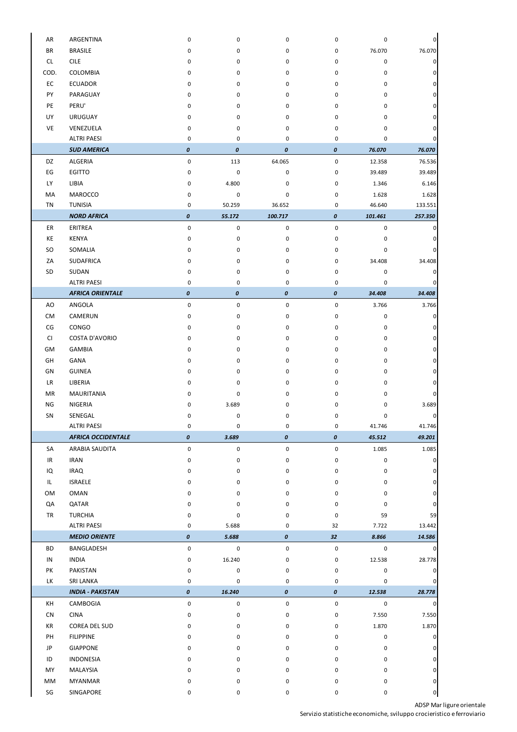| | | | | | | | |
|---|---|---|---|---|---|---|---|
| AR | ARGENTINA | 0 | 0 | 0 | 0 | 0 | 0 |
| BR | BRASILE | 0 | 0 | 0 | 0 | 76.070 | 76.070 |
| CL | CILE | 0 | 0 | 0 | 0 | 0 | 0 |
| COD. | COLOMBIA | 0 | 0 | 0 | 0 | 0 | 0 |
| EC | ECUADOR | 0 | 0 | 0 | 0 | 0 | 0 |
| PY | PARAGUAY | 0 | 0 | 0 | 0 | 0 | 0 |
| PE | PERU' | 0 | 0 | 0 | 0 | 0 | 0 |
| UY | URUGUAY | 0 | 0 | 0 | 0 | 0 | 0 |
| VE | VENEZUELA | 0 | 0 | 0 | 0 | 0 | 0 |
| | ALTRI PAESI | 0 | 0 | 0 | 0 | 0 | 0 |
| | ***SUD AMERICA*** | ***0*** | ***0*** | ***0*** | ***0*** | ***76.070*** | ***76.070*** |
| DZ | ALGERIA | 0 | 113 | 64.065 | 0 | 12.358 | 76.536 |
| EG | EGITTO | 0 | 0 | 0 | 0 | 39.489 | 39.489 |
| LY | LIBIA | 0 | 4.800 | 0 | 0 | 1.346 | 6.146 |
| MA | MAROCCO | 0 | 0 | 0 | 0 | 1.628 | 1.628 |
| TN | TUNISIA | 0 | 50.259 | 36.652 | 0 | 46.640 | 133.551 |
| | ***NORD AFRICA*** | ***0*** | ***55.172*** | ***100.717*** | ***0*** | ***101.461*** | ***257.350*** |
| ER | ERITREA | 0 | 0 | 0 | 0 | 0 | 0 |
| KE | KENYA | 0 | 0 | 0 | 0 | 0 | 0 |
| SO | SOMALIA | 0 | 0 | 0 | 0 | 0 | 0 |
| ZA | SUDAFRICA | 0 | 0 | 0 | 0 | 34.408 | 34.408 |
| SD | SUDAN | 0 | 0 | 0 | 0 | 0 | 0 |
| | ALTRI PAESI | 0 | 0 | 0 | 0 | 0 | 0 |
| | ***AFRICA ORIENTALE*** | ***0*** | ***0*** | ***0*** | ***0*** | ***34.408*** | ***34.408*** |
| AO | ANGOLA | 0 | 0 | 0 | 0 | 3.766 | 3.766 |
| CM | CAMERUN | 0 | 0 | 0 | 0 | 0 | 0 |
| CG | CONGO | 0 | 0 | 0 | 0 | 0 | 0 |
| CI | COSTA D'AVORIO | 0 | 0 | 0 | 0 | 0 | 0 |
| GM | GAMBIA | 0 | 0 | 0 | 0 | 0 | 0 |
| GH | GANA | 0 | 0 | 0 | 0 | 0 | 0 |
| GN | GUINEA | 0 | 0 | 0 | 0 | 0 | 0 |
| LR | LIBERIA | 0 | 0 | 0 | 0 | 0 | 0 |
| MR | MAURITANIA | 0 | 0 | 0 | 0 | 0 | 0 |
| NG | NIGERIA | 0 | 3.689 | 0 | 0 | 0 | 3.689 |
| SN | SENEGAL | 0 | 0 | 0 | 0 | 0 | 0 |
| | ALTRI PAESI | 0 | 0 | 0 | 0 | 41.746 | 41.746 |
| | ***AFRICA OCCIDENTALE*** | ***0*** | ***3.689*** | ***0*** | ***0*** | ***45.512*** | ***49.201*** |
| SA | ARABIA SAUDITA | 0 | 0 | 0 | 0 | 1.085 | 1.085 |
| IR | IRAN | 0 | 0 | 0 | 0 | 0 | 0 |
| IQ | IRAQ | 0 | 0 | 0 | 0 | 0 | 0 |
| IL | ISRAELE | 0 | 0 | 0 | 0 | 0 | 0 |
| OM | OMAN | 0 | 0 | 0 | 0 | 0 | 0 |
| QA | QATAR | 0 | 0 | 0 | 0 | 0 | 0 |
| TR | TURCHIA | 0 | 0 | 0 | 0 | 59 | 59 |
| | ALTRI PAESI | 0 | 5.688 | 0 | 32 | 7.722 | 13.442 |
| | ***MEDIO ORIENTE*** | ***0*** | ***5.688*** | ***0*** | ***32*** | ***8.866*** | ***14.586*** |
| BD | BANGLADESH | 0 | 0 | 0 | 0 | 0 | 0 |
| IN | INDIA | 0 | 16.240 | 0 | 0 | 12.538 | 28.778 |
| PK | PAKISTAN | 0 | 0 | 0 | 0 | 0 | 0 |
| LK | SRI LANKA | 0 | 0 | 0 | 0 | 0 | 0 |
| | ***INDIA - PAKISTAN*** | ***0*** | ***16.240*** | ***0*** | ***0*** | ***12.538*** | ***28.778*** |
| KH | CAMBOGIA | 0 | 0 | 0 | 0 | 0 | 0 |
| CN | CINA | 0 | 0 | 0 | 0 | 7.550 | 7.550 |
| KR | COREA DEL SUD | 0 | 0 | 0 | 0 | 1.870 | 1.870 |
| PH | FILIPPINE | 0 | 0 | 0 | 0 | 0 | 0 |
| JP | GIAPPONE | 0 | 0 | 0 | 0 | 0 | 0 |
| ID | INDONESIA | 0 | 0 | 0 | 0 | 0 | 0 |
| MY | MALAYSIA | 0 | 0 | 0 | 0 | 0 | 0 |
| MM | MYANMAR | 0 | 0 | 0 | 0 | 0 | 0 |
| SG | SINGAPORE | 0 | 0 | 0 | 0 | 0 | 0 |

ADSP Mar ligure orientale
Servizio statistiche economiche, sviluppo crocieristico e ferroviario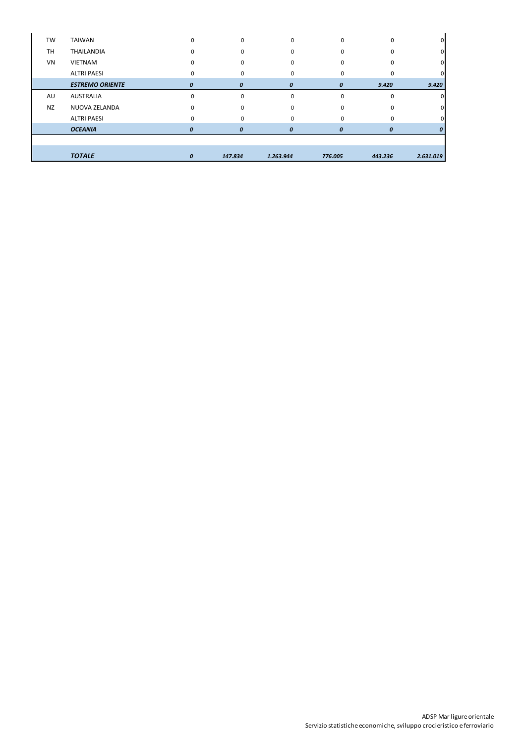| | | | | | | | |
|---|---|---|---|---|---|---|---|
| TW | TAIWAN | 0 | 0 | 0 | 0 | 0 | 0 |
| TH | THAILANDIA | 0 | 0 | 0 | 0 | 0 | 0 |
| VN | VIETNAM | 0 | 0 | 0 | 0 | 0 | 0 |
| | ALTRI PAESI | 0 | 0 | 0 | 0 | 0 | 0 |
| | ***ESTREMO ORIENTE*** | ***0*** | ***0*** | ***0*** | ***0*** | ***9.420*** | ***9.420*** |
| AU | AUSTRALIA | 0 | 0 | 0 | 0 | 0 | 0 |
| NZ | NUOVA ZELANDA | 0 | 0 | 0 | 0 | 0 | 0 |
| | ALTRI PAESI | 0 | 0 | 0 | 0 | 0 | 0 |
| | ***OCEANIA*** | ***0*** | ***0*** | ***0*** | ***0*** | ***0*** | ***0*** |
| | | | | | | | |
| | ***TOTALE*** | ***0*** | ***147.834*** | ***1.263.944*** | ***776.005*** | ***443.236*** | ***2.631.019*** |

ADSP Mar ligure orientale
Servizio statistiche economiche, sviluppo crocieristico e ferroviario